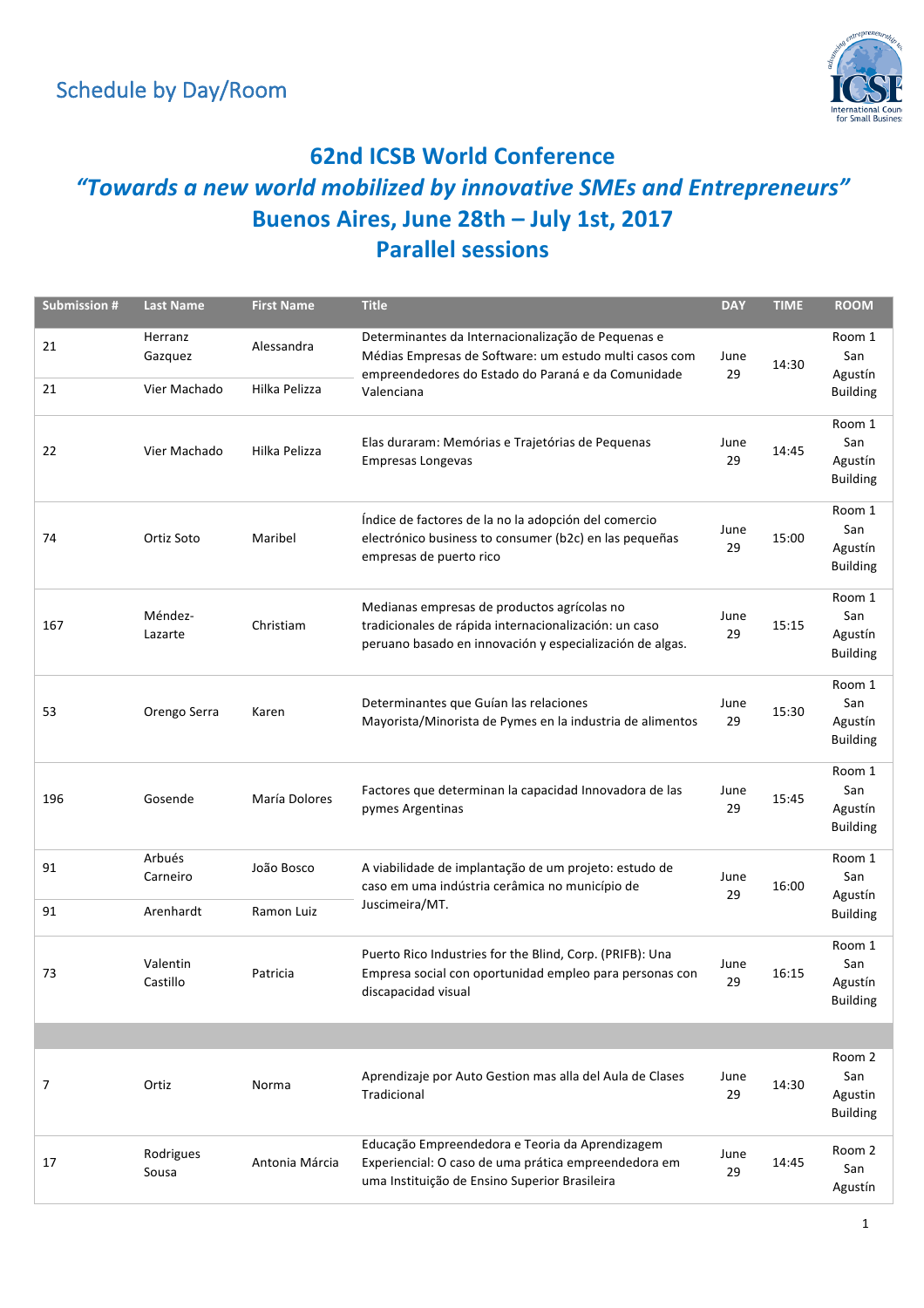Schedule by Day/Room

# 62nd ICSB World Conference

## *"Towards a new world mobilized by innovative SMEs and Entrepreneurs"*

## Buenos Aires, June 28th – July 1st, 2017

## Parallel sessions

| Submission # | Last Name | First Name | Title | DAY | TIME | ROOM |
|---|---|---|---|---|---|---|
| 21 | Herranz Gazquez | Alessandra | Determinantes da Internacionalização de Pequenas e Médias Empresas de Software: um estudo multi casos com empreendedores do Estado do Paraná e da Comunidade Valenciana | June 29 | 14:30 | Room 1 San Agustín Building |
| 21 | Vier Machado | Hilka Pelizza | | | | |
| 22 | Vier Machado | Hilka Pelizza | Elas duraram: Memórias e Trajetórias de Pequenas Empresas Longevas | June 29 | 14:45 | Room 1 San Agustín Building |
| 74 | Ortiz Soto | Maribel | Índice de factores de la no la adopción del comercio electrónico business to consumer (b2c) en las pequeñas empresas de puerto rico | June 29 | 15:00 | Room 1 San Agustín Building |
| 167 | Méndez-Lazarte | Christiam | Medianas empresas de productos agrícolas no tradicionales de rápida internacionalización: un caso peruano basado en innovación y especialización de algas. | June 29 | 15:15 | Room 1 San Agustín Building |
| 53 | Orengo Serra | Karen | Determinantes que Guían las relaciones Mayorista/Minorista de Pymes en la industria de alimentos | June 29 | 15:30 | Room 1 San Agustín Building |
| 196 | Gosende | María Dolores | Factores que determinan la capacidad Innovadora de las pymes Argentinas | June 29 | 15:45 | Room 1 San Agustín Building |
| 91 | Arbués Carneiro | João Bosco | A viabilidade de implantação de um projeto: estudo de caso em uma indústria cerâmica no município de Juscimeira/MT. | June 29 | 16:00 | Room 1 San Agustín Building |
| 91 | Arenhardt | Ramon Luiz | | | | |
| 73 | Valentin Castillo | Patricia | Puerto Rico Industries for the Blind, Corp. (PRIFB): Una Empresa social con oportunidad empleo para personas con discapacidad visual | June 29 | 16:15 | Room 1 San Agustín Building |
| | | | | | | |
| 7 | Ortiz | Norma | Aprendizaje por Auto Gestion mas alla del Aula de Clases Tradicional | June 29 | 14:30 | Room 2 San Agustin Building |
| 17 | Rodrigues Sousa | Antonia Márcia | Educação Empreendedora e Teoria da Aprendizagem Experiencial: O caso de uma prática empreendedora em uma Instituição de Ensino Superior Brasileira | June 29 | 14:45 | Room 2 San Agustín |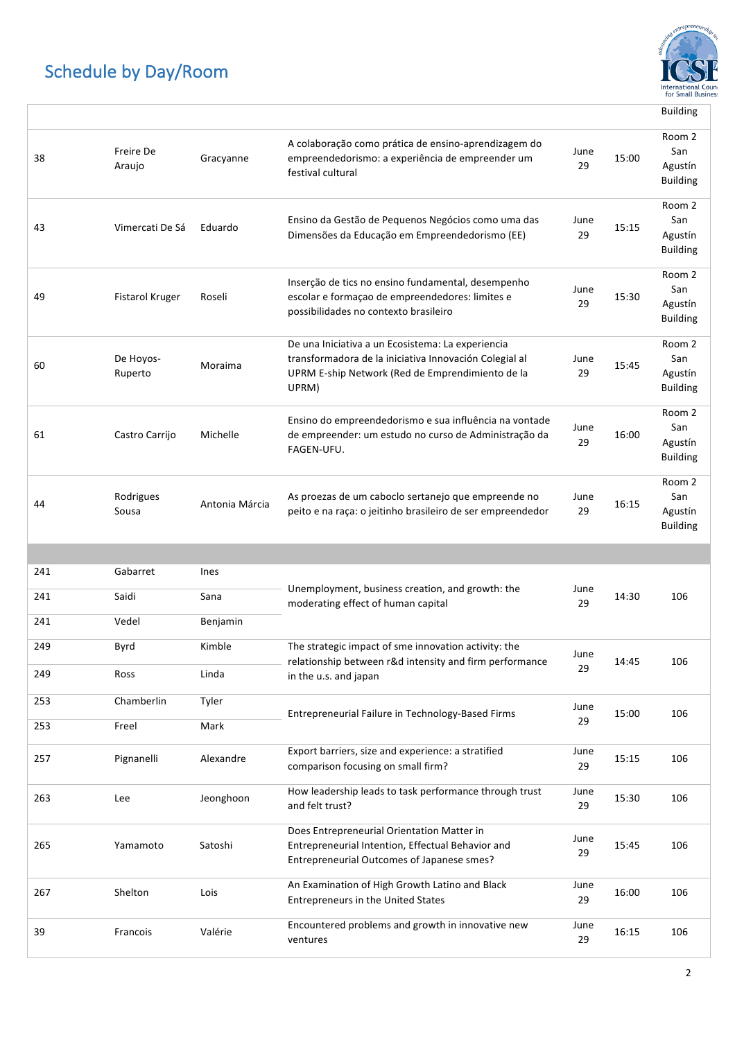# Schedule by Day/Room

| | | | | | | |
|---|---|---|---|---|---|---|
| | | | | | | Building |
| 38 | Freire De Araujo | Gracyanne | A colaboração como prática de ensino-aprendizagem do empreendedorismo: a experiência de empreender um festival cultural | June 29 | 15:00 | Room 2 San Agustín Building |
| 43 | Vimercati De Sá | Eduardo | Ensino da Gestão de Pequenos Negócios como uma das Dimensões da Educação em Empreendedorismo (EE) | June 29 | 15:15 | Room 2 San Agustín Building |
| 49 | Fistarol Kruger | Roseli | Inserção de tics no ensino fundamental, desempenho escolar e formaçao de empreendedores: limites e possibilidades no contexto brasileiro | June 29 | 15:30 | Room 2 San Agustín Building |
| 60 | De Hoyos-Ruperto | Moraima | De una Iniciativa a un Ecosistema: La experiencia transformadora de la iniciativa Innovación Colegial al UPRM E-ship Network (Red de Emprendimiento de la UPRM) | June 29 | 15:45 | Room 2 San Agustín Building |
| 61 | Castro Carrijo | Michelle | Ensino do empreendedorismo e sua influência na vontade de empreender: um estudo no curso de Administração da FAGEN-UFU. | June 29 | 16:00 | Room 2 San Agustín Building |
| 44 | Rodrigues Sousa | Antonia Márcia | As proezas de um caboclo sertanejo que empreende no peito e na raça: o jeitinho brasileiro de ser empreendedor | June 29 | 16:15 | Room 2 San Agustín Building |
| | | | | | | |
| 241 | Gabarret | Ines | Unemployment, business creation, and growth: the moderating effect of human capital | June 29 | 14:30 | 106 |
| 241 | Saidi | Sana | | | | |
| 241 | Vedel | Benjamin | | | | |
| 249 | Byrd | Kimble | The strategic impact of sme innovation activity: the relationship between r&d intensity and firm performance in the u.s. and japan | June 29 | 14:45 | 106 |
| 249 | Ross | Linda | | | | |
| 253 | Chamberlin | Tyler | Entrepreneurial Failure in Technology-Based Firms | June 29 | 15:00 | 106 |
| 253 | Freel | Mark | | | | |
| 257 | Pignanelli | Alexandre | Export barriers, size and experience: a stratified comparison focusing on small firm? | June 29 | 15:15 | 106 |
| 263 | Lee | Jeonghoon | How leadership leads to task performance through trust and felt trust? | June 29 | 15:30 | 106 |
| 265 | Yamamoto | Satoshi | Does Entrepreneurial Orientation Matter in Entrepreneurial Intention, Effectual Behavior and Entrepreneurial Outcomes of Japanese smes? | June 29 | 15:45 | 106 |
| 267 | Shelton | Lois | An Examination of High Growth Latino and Black Entrepreneurs in the United States | June 29 | 16:00 | 106 |
| 39 | Francois | Valérie | Encountered problems and growth in innovative new ventures | June 29 | 16:15 | 106 |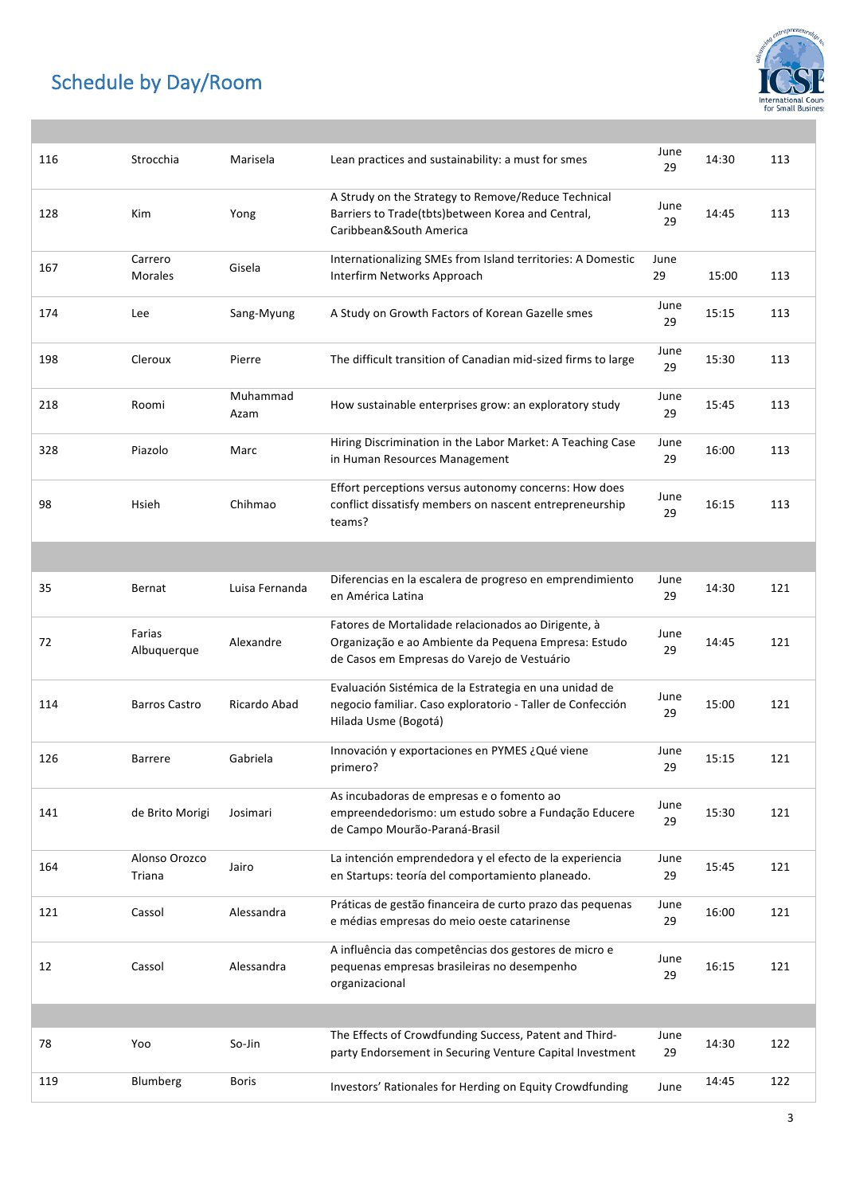# Schedule by Day/Room

| | | | | | | |
|---|---|---|---|---|---|---|
| 116 | Strocchia | Marisela | Lean practices and sustainability: a must for smes | June 29 | 14:30 | 113 |
| 128 | Kim | Yong | A Strudy on the Strategy to Remove/Reduce Technical Barriers to Trade(tbts)between Korea and Central, Caribbean&South America | June 29 | 14:45 | 113 |
| 167 | Carrero Morales | Gisela | Internationalizing SMEs from Island territories: A Domestic Interfirm Networks Approach | June 29 | 15:00 | 113 |
| 174 | Lee | Sang-Myung | A Study on Growth Factors of Korean Gazelle smes | June 29 | 15:15 | 113 |
| 198 | Cleroux | Pierre | The difficult transition of Canadian mid-sized firms to large | June 29 | 15:30 | 113 |
| 218 | Roomi | Muhammad Azam | How sustainable enterprises grow: an exploratory study | June 29 | 15:45 | 113 |
| 328 | Piazolo | Marc | Hiring Discrimination in the Labor Market: A Teaching Case in Human Resources Management | June 29 | 16:00 | 113 |
| 98 | Hsieh | Chihmao | Effort perceptions versus autonomy concerns: How does conflict dissatisfy members on nascent entrepreneurship teams? | June 29 | 16:15 | 113 |
| | | | | | | |
| 35 | Bernat | Luisa Fernanda | Diferencias en la escalera de progreso en emprendimiento en América Latina | June 29 | 14:30 | 121 |
| 72 | Farias Albuquerque | Alexandre | Fatores de Mortalidade relacionados ao Dirigente, à Organização e ao Ambiente da Pequena Empresa: Estudo de Casos em Empresas do Varejo de Vestuário | June 29 | 14:45 | 121 |
| 114 | Barros Castro | Ricardo Abad | Evaluación Sistémica de la Estrategia en una unidad de negocio familiar. Caso exploratorio - Taller de Confección Hilada Usme (Bogotá) | June 29 | 15:00 | 121 |
| 126 | Barrere | Gabriela | Innovación y exportaciones en PYMES ¿Qué viene primero? | June 29 | 15:15 | 121 |
| 141 | de Brito Morigi | Josimari | As incubadoras de empresas e o fomento ao empreendedorismo: um estudo sobre a Fundação Educere de Campo Mourão-Paraná-Brasil | June 29 | 15:30 | 121 |
| 164 | Alonso Orozco Triana | Jairo | La intención emprendedora y el efecto de la experiencia en Startups: teoría del comportamiento planeado. | June 29 | 15:45 | 121 |
| 121 | Cassol | Alessandra | Práticas de gestão financeira de curto prazo das pequenas e médias empresas do meio oeste catarinense | June 29 | 16:00 | 121 |
| 12 | Cassol | Alessandra | A influência das competências dos gestores de micro e pequenas empresas brasileiras no desempenho organizacional | June 29 | 16:15 | 121 |
| | | | | | | |
| 78 | Yoo | So-Jin | The Effects of Crowdfunding Success, Patent and Third-party Endorsement in Securing Venture Capital Investment | June 29 | 14:30 | 122 |
| 119 | Blumberg | Boris | Investors' Rationales for Herding on Equity Crowdfunding | June | 14:45 | 122 |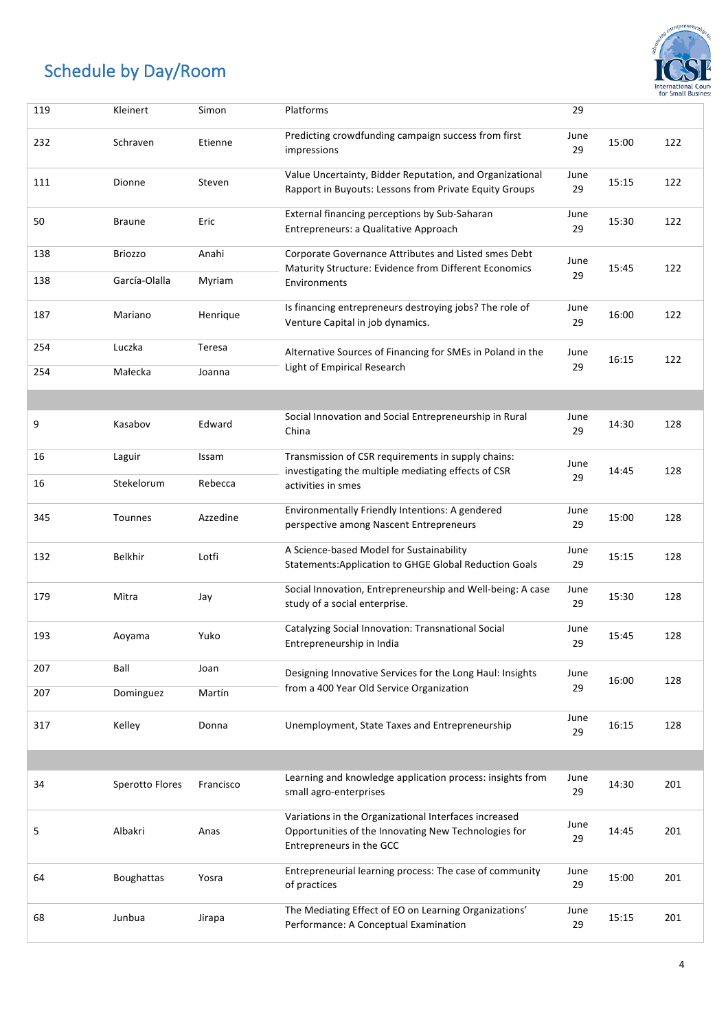## Schedule by Day/Room

| | | | | | | |
|---|---|---|---|---|---|---|
| 119 | Kleinert | Simon | Platforms | 29 | | |
| 232 | Schraven | Etienne | Predicting crowdfunding campaign success from first impressions | June 29 | 15:00 | 122 |
| 111 | Dionne | Steven | Value Uncertainty, Bidder Reputation, and Organizational Rapport in Buyouts: Lessons from Private Equity Groups | June 29 | 15:15 | 122 |
| 50 | Braune | Eric | External financing perceptions by Sub-Saharan Entrepreneurs: a Qualitative Approach | June 29 | 15:30 | 122 |
| 138 | Briozzo | Anahi | Corporate Governance Attributes and Listed smes Debt Maturity Structure: Evidence from Different Economics Environments | June 29 | 15:45 | 122 |
| 138 | García-Olalla | Myriam | | | | |
| 187 | Mariano | Henrique | Is financing entrepreneurs destroying jobs? The role of Venture Capital in job dynamics. | June 29 | 16:00 | 122 |
| 254 | Luczka | Teresa | Alternative Sources of Financing for SMEs in Poland in the Light of Empirical Research | June 29 | 16:15 | 122 |
| 254 | Małecka | Joanna | | | | |
| | | | | | | |
| 9 | Kasabov | Edward | Social Innovation and Social Entrepreneurship in Rural China | June 29 | 14:30 | 128 |
| 16 | Laguir | Issam | Transmission of CSR requirements in supply chains: investigating the multiple mediating effects of CSR activities in smes | June 29 | 14:45 | 128 |
| 16 | Stekelorum | Rebecca | | | | |
| 345 | Tounnes | Azzedine | Environmentally Friendly Intentions: A gendered perspective among Nascent Entrepreneurs | June 29 | 15:00 | 128 |
| 132 | Belkhir | Lotfi | A Science-based Model for Sustainability Statements:Application to GHGE Global Reduction Goals | June 29 | 15:15 | 128 |
| 179 | Mitra | Jay | Social Innovation, Entrepreneurship and Well-being: A case study of a social enterprise. | June 29 | 15:30 | 128 |
| 193 | Aoyama | Yuko | Catalyzing Social Innovation: Transnational Social Entrepreneurship in India | June 29 | 15:45 | 128 |
| 207 | Ball | Joan | Designing Innovative Services for the Long Haul: Insights from a 400 Year Old Service Organization | June 29 | 16:00 | 128 |
| 207 | Dominguez | Martín | | | | |
| 317 | Kelley | Donna | Unemployment, State Taxes and Entrepreneurship | June 29 | 16:15 | 128 |
| | | | | | | |
| 34 | Sperotto Flores | Francisco | Learning and knowledge application process: insights from small agro-enterprises | June 29 | 14:30 | 201 |
| 5 | Albakri | Anas | Variations in the Organizational Interfaces increased Opportunities of the Innovating New Technologies for Entrepreneurs in the GCC | June 29 | 14:45 | 201 |
| 64 | Boughattas | Yosra | Entrepreneurial learning process: The case of community of practices | June 29 | 15:00 | 201 |
| 68 | Junbua | Jirapa | The Mediating Effect of EO on Learning Organizations' Performance: A Conceptual Examination | June 29 | 15:15 | 201 |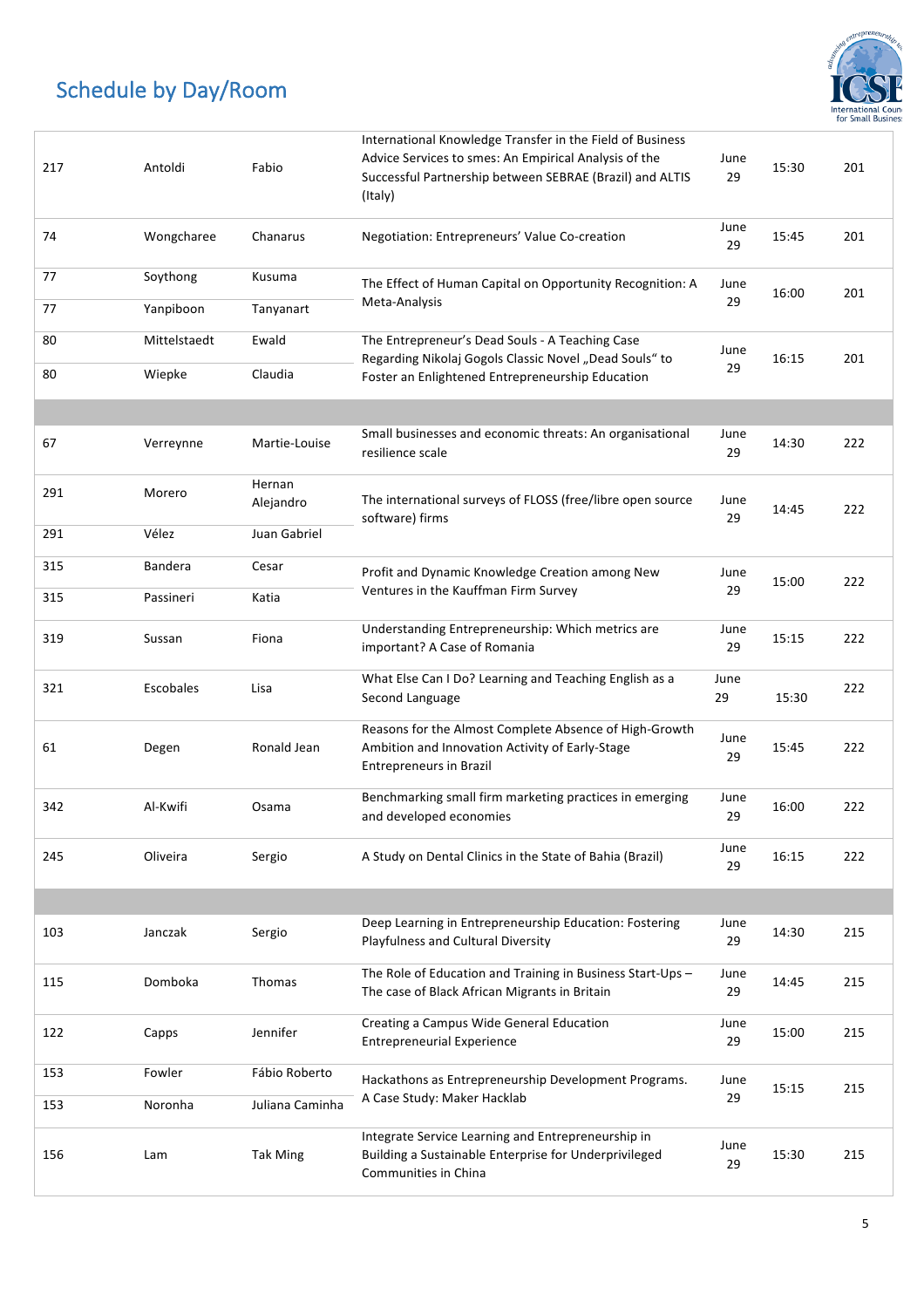# Schedule by Day/Room

| | | | | | | |
|---|---|---|---|---|---|---|
| 217 | Antoldi | Fabio | International Knowledge Transfer in the Field of Business Advice Services to smes: An Empirical Analysis of the Successful Partnership between SEBRAE (Brazil) and ALTIS (Italy) | June 29 | 15:30 | 201 |
| 74 | Wongcharee | Chanarus | Negotiation: Entrepreneurs' Value Co-creation | June 29 | 15:45 | 201 |
| 77 | Soythong | Kusuma | The Effect of Human Capital on Opportunity Recognition: A Meta-Analysis | June 29 | 16:00 | 201 |
| 77 | Yanpiboon | Tanyanart | | | | |
| 80 | Mittelstaedt | Ewald | The Entrepreneur's Dead Souls - A Teaching Case Regarding Nikolaj Gogols Classic Novel „Dead Souls" to Foster an Enlightened Entrepreneurship Education | June 29 | 16:15 | 201 |
| 80 | Wiepke | Claudia | | | | |
| | | | | | | |
| 67 | Verreynne | Martie-Louise | Small businesses and economic threats: An organisational resilience scale | June 29 | 14:30 | 222 |
| 291 | Morero | Hernan Alejandro | The international surveys of FLOSS (free/libre open source software) firms | June 29 | 14:45 | 222 |
| 291 | Vélez | Juan Gabriel | | | | |
| 315 | Bandera | Cesar | Profit and Dynamic Knowledge Creation among New Ventures in the Kauffman Firm Survey | June 29 | 15:00 | 222 |
| 315 | Passineri | Katia | | | | |
| 319 | Sussan | Fiona | Understanding Entrepreneurship: Which metrics are important? A Case of Romania | June 29 | 15:15 | 222 |
| 321 | Escobales | Lisa | What Else Can I Do? Learning and Teaching English as a Second Language | June 29 | 15:30 | 222 |
| 61 | Degen | Ronald Jean | Reasons for the Almost Complete Absence of High-Growth Ambition and Innovation Activity of Early-Stage Entrepreneurs in Brazil | June 29 | 15:45 | 222 |
| 342 | Al-Kwifi | Osama | Benchmarking small firm marketing practices in emerging and developed economies | June 29 | 16:00 | 222 |
| 245 | Oliveira | Sergio | A Study on Dental Clinics in the State of Bahia (Brazil) | June 29 | 16:15 | 222 |
| | | | | | | |
| 103 | Janczak | Sergio | Deep Learning in Entrepreneurship Education: Fostering Playfulness and Cultural Diversity | June 29 | 14:30 | 215 |
| 115 | Domboka | Thomas | The Role of Education and Training in Business Start-Ups – The case of Black African Migrants in Britain | June 29 | 14:45 | 215 |
| 122 | Capps | Jennifer | Creating a Campus Wide General Education Entrepreneurial Experience | June 29 | 15:00 | 215 |
| 153 | Fowler | Fábio Roberto | Hackathons as Entrepreneurship Development Programs. A Case Study: Maker Hacklab | June 29 | 15:15 | 215 |
| 153 | Noronha | Juliana Caminha | | | | |
| 156 | Lam | Tak Ming | Integrate Service Learning and Entrepreneurship in Building a Sustainable Enterprise for Underprivileged Communities in China | June 29 | 15:30 | 215 |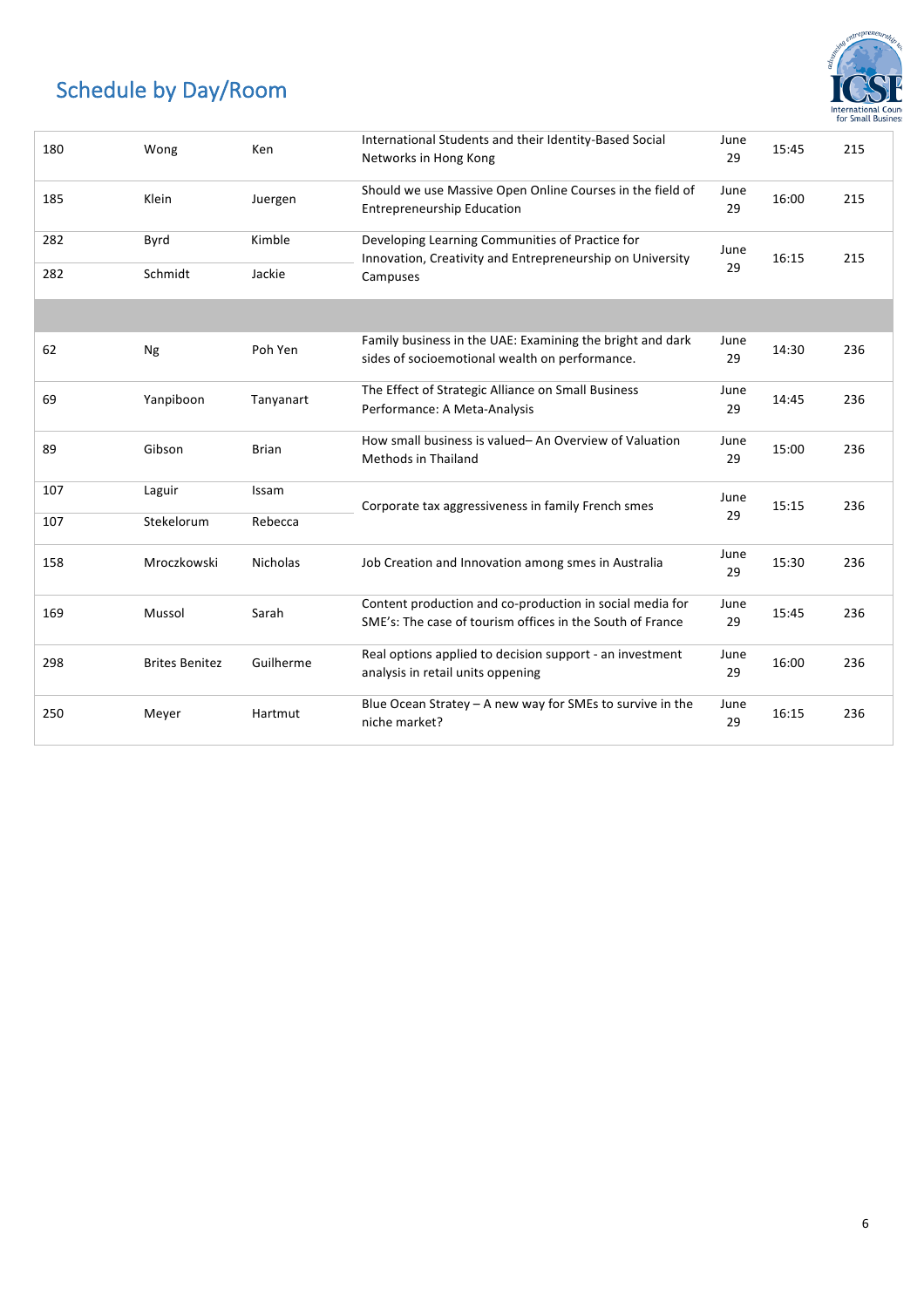## Schedule by Day/Room

| | | | | | | |
|---|---|---|---|---|---|---|
| 180 | Wong | Ken | International Students and their Identity-Based Social Networks in Hong Kong | June 29 | 15:45 | 215 |
| 185 | Klein | Juergen | Should we use Massive Open Online Courses in the field of Entrepreneurship Education | June 29 | 16:00 | 215 |
| 282 | Byrd | Kimble | Developing Learning Communities of Practice for Innovation, Creativity and Entrepreneurship on University Campuses | June 29 | 16:15 | 215 |
| 282 | Schmidt | Jackie | | | | |
| | | | | | | |
| 62 | Ng | Poh Yen | Family business in the UAE: Examining the bright and dark sides of socioemotional wealth on performance. | June 29 | 14:30 | 236 |
| 69 | Yanpiboon | Tanyanart | The Effect of Strategic Alliance on Small Business Performance: A Meta-Analysis | June 29 | 14:45 | 236 |
| 89 | Gibson | Brian | How small business is valued– An Overview of Valuation Methods in Thailand | June 29 | 15:00 | 236 |
| 107 | Laguir | Issam | Corporate tax aggressiveness in family French smes | June 29 | 15:15 | 236 |
| 107 | Stekelorum | Rebecca | | | | |
| 158 | Mroczkowski | Nicholas | Job Creation and Innovation among smes in Australia | June 29 | 15:30 | 236 |
| 169 | Mussol | Sarah | Content production and co-production in social media for SME's: The case of tourism offices in the South of France | June 29 | 15:45 | 236 |
| 298 | Brites Benitez | Guilherme | Real options applied to decision support - an investment analysis in retail units oppening | June 29 | 16:00 | 236 |
| 250 | Meyer | Hartmut | Blue Ocean Stratey – A new way for SMEs to survive in the niche market? | June 29 | 16:15 | 236 |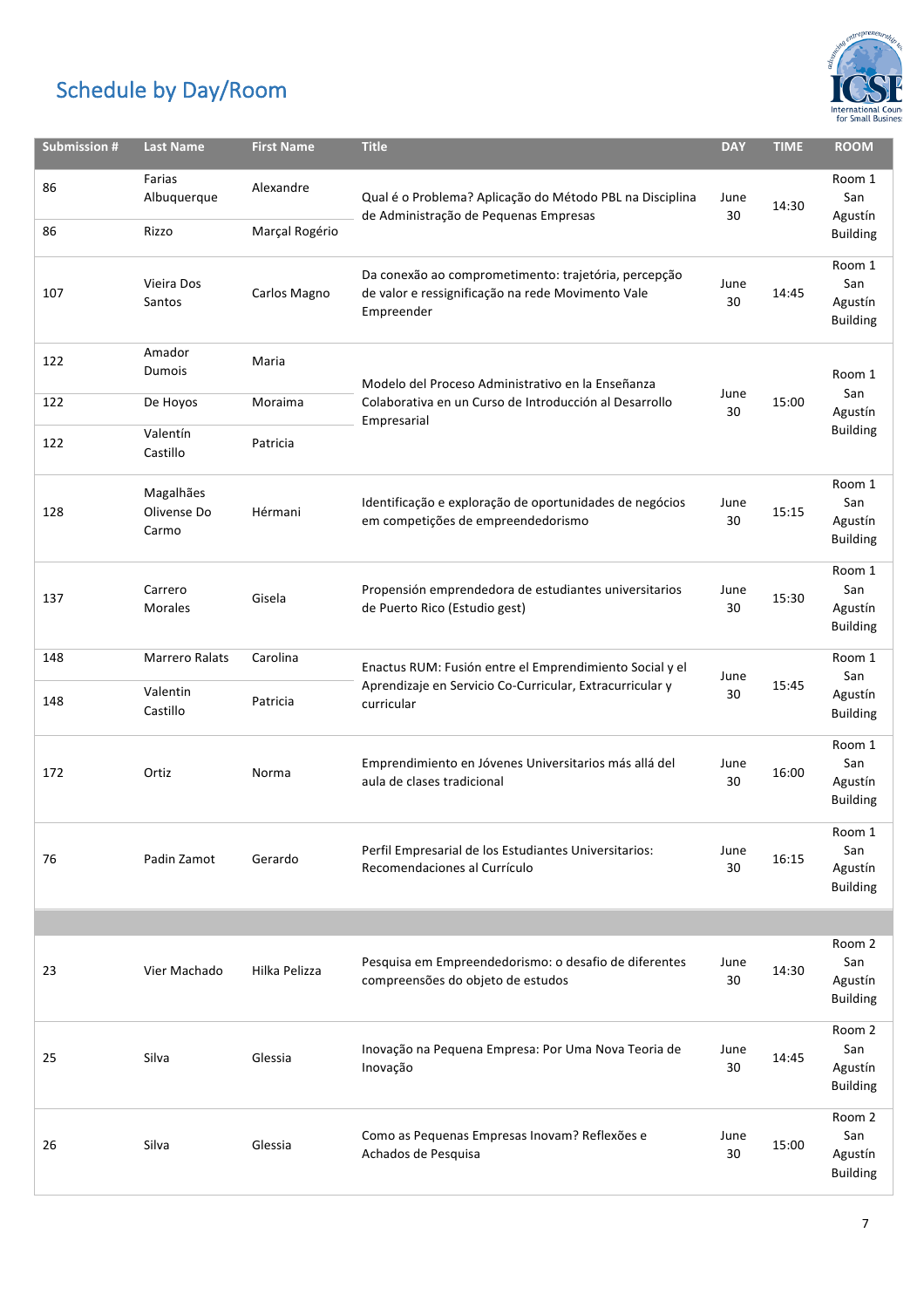# Schedule by Day/Room

| Submission # | Last Name | First Name | Title | DAY | TIME | ROOM |
|---|---|---|---|---|---|---|
| 86 | Farias Albuquerque | Alexandre | Qual é o Problema? Aplicação do Método PBL na Disciplina de Administração de Pequenas Empresas | June 30 | 14:30 | Room 1 San Agustín Building |
| 86 | Rizzo | Marçal Rogério | | | | |
| 107 | Vieira Dos Santos | Carlos Magno | Da conexão ao comprometimento: trajetória, percepção de valor e ressignificação na rede Movimento Vale Empreender | June 30 | 14:45 | Room 1 San Agustín Building |
| 122 | Amador Dumois | Maria | Modelo del Proceso Administrativo en la Enseñanza Colaborativa en un Curso de Introducción al Desarrollo Empresarial | June 30 | 15:00 | Room 1 San Agustín Building |
| 122 | De Hoyos | Moraima | | | | |
| 122 | Valentín Castillo | Patricia | | | | |
| 128 | Magalhães Olivense Do Carmo | Hérmani | Identificação e exploração de oportunidades de negócios em competições de empreendedorismo | June 30 | 15:15 | Room 1 San Agustín Building |
| 137 | Carrero Morales | Gisela | Propensión emprendedora de estudiantes universitarios de Puerto Rico (Estudio gest) | June 30 | 15:30 | Room 1 San Agustín Building |
| 148 | Marrero Ralats | Carolina | Enactus RUM: Fusión entre el Emprendimiento Social y el Aprendizaje en Servicio Co-Curricular, Extracurricular y curricular | June 30 | 15:45 | Room 1 San Agustín Building |
| 148 | Valentin Castillo | Patricia | | | | |
| 172 | Ortiz | Norma | Emprendimiento en Jóvenes Universitarios más allá del aula de clases tradicional | June 30 | 16:00 | Room 1 San Agustín Building |
| 76 | Padin Zamot | Gerardo | Perfil Empresarial de los Estudiantes Universitarios: Recomendaciones al Currículo | June 30 | 16:15 | Room 1 San Agustín Building |
| | | | | | | |
| 23 | Vier Machado | Hilka Pelizza | Pesquisa em Empreendedorismo: o desafio de diferentes compreensões do objeto de estudos | June 30 | 14:30 | Room 2 San Agustín Building |
| 25 | Silva | Glessia | Inovação na Pequena Empresa: Por Uma Nova Teoria de Inovação | June 30 | 14:45 | Room 2 San Agustín Building |
| 26 | Silva | Glessia | Como as Pequenas Empresas Inovam? Reflexões e Achados de Pesquisa | June 30 | 15:00 | Room 2 San Agustín Building |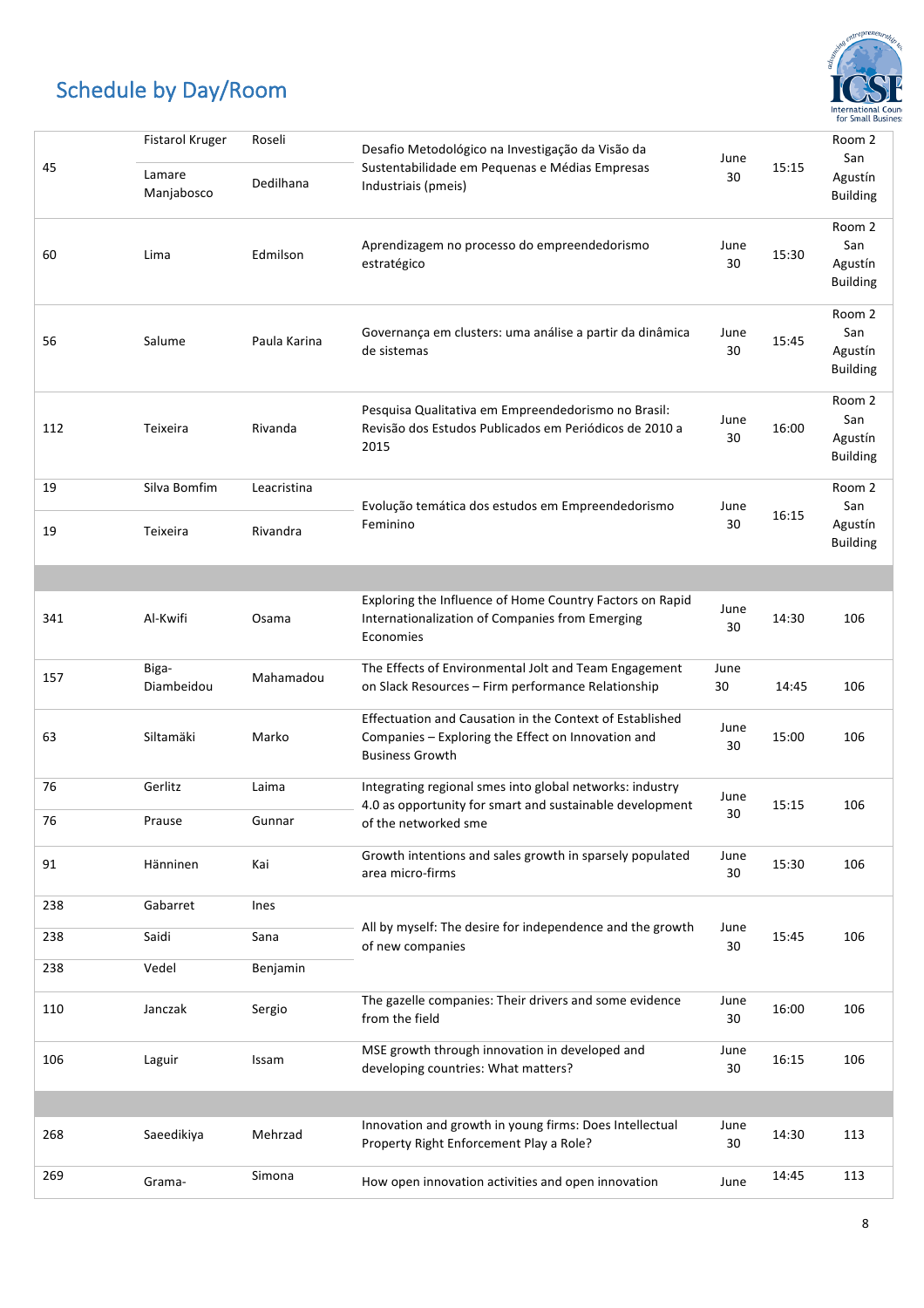# Schedule by Day/Room

| | | | | | | |
|---|---|---|---|---|---|---|
| 45 | Fistarol Kruger | Roseli | Desafio Metodológico na Investigação da Visão da Sustentabilidade em Pequenas e Médias Empresas Industriais (pmeis) | June 30 | 15:15 | Room 2 San Agustín Building |
| 45 | Lamare Manjabosco | Dedilhana | | | | |
| 60 | Lima | Edmilson | Aprendizagem no processo do empreendedorismo estratégico | June 30 | 15:30 | Room 2 San Agustín Building |
| 56 | Salume | Paula Karina | Governança em clusters: uma análise a partir da dinâmica de sistemas | June 30 | 15:45 | Room 2 San Agustín Building |
| 112 | Teixeira | Rivanda | Pesquisa Qualitativa em Empreendedorismo no Brasil: Revisão dos Estudos Publicados em Periódicos de 2010 a 2015 | June 30 | 16:00 | Room 2 San Agustín Building |
| 19 | Silva Bomfim | Leacristina | Evolução temática dos estudos em Empreendedorismo Feminino | June 30 | 16:15 | Room 2 San Agustín Building |
| 19 | Teixeira | Rivandra | | | | |
| | | | | | | |
| 341 | Al-Kwifi | Osama | Exploring the Influence of Home Country Factors on Rapid Internationalization of Companies from Emerging Economies | June 30 | 14:30 | 106 |
| 157 | Biga-Diambeidou | Mahamadou | The Effects of Environmental Jolt and Team Engagement on Slack Resources – Firm performance Relationship | June 30 | 14:45 | 106 |
| 63 | Siltamäki | Marko | Effectuation and Causation in the Context of Established Companies – Exploring the Effect on Innovation and Business Growth | June 30 | 15:00 | 106 |
| 76 | Gerlitz | Laima | Integrating regional smes into global networks: industry 4.0 as opportunity for smart and sustainable development of the networked sme | June 30 | 15:15 | 106 |
| 76 | Prause | Gunnar | | | | |
| 91 | Hänninen | Kai | Growth intentions and sales growth in sparsely populated area micro-firms | June 30 | 15:30 | 106 |
| 238 | Gabarret | Ines | All by myself: The desire for independence and the growth of new companies | June 30 | 15:45 | 106 |
| 238 | Saidi | Sana | | | | |
| 238 | Vedel | Benjamin | | | | |
| 110 | Janczak | Sergio | The gazelle companies: Their drivers and some evidence from the field | June 30 | 16:00 | 106 |
| 106 | Laguir | Issam | MSE growth through innovation in developed and developing countries: What matters? | June 30 | 16:15 | 106 |
| | | | | | | |
| 268 | Saeedikiya | Mehrzad | Innovation and growth in young firms: Does Intellectual Property Right Enforcement Play a Role? | June 30 | 14:30 | 113 |
| 269 | Grama- | Simona | How open innovation activities and open innovation | June | 14:45 | 113 |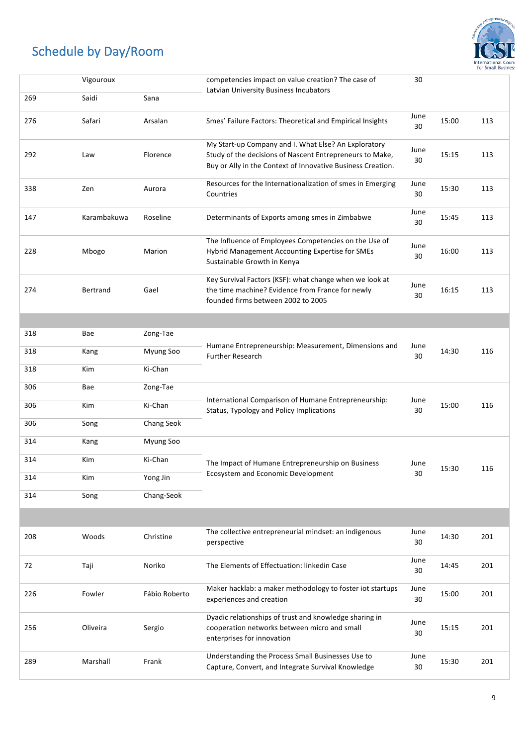## Schedule by Day/Room

| | | | | | | |
|---|---|---|---|---|---|---|
| | Vigouroux | | competencies impact on value creation? The case of Latvian University Business Incubators | 30 | | |
| 269 | Saidi | Sana | | | | |
| 276 | Safari | Arsalan | Smes' Failure Factors: Theoretical and Empirical Insights | June 30 | 15:00 | 113 |
| 292 | Law | Florence | My Start-up Company and I. What Else? An Exploratory Study of the decisions of Nascent Entrepreneurs to Make, Buy or Ally in the Context of Innovative Business Creation. | June 30 | 15:15 | 113 |
| 338 | Zen | Aurora | Resources for the Internationalization of smes in Emerging Countries | June 30 | 15:30 | 113 |
| 147 | Karambakuwa | Roseline | Determinants of Exports among smes in Zimbabwe | June 30 | 15:45 | 113 |
| 228 | Mbogo | Marion | The Influence of Employees Competencies on the Use of Hybrid Management Accounting Expertise for SMEs Sustainable Growth in Kenya | June 30 | 16:00 | 113 |
| 274 | Bertrand | Gael | Key Survival Factors (KSF): what change when we look at the time machine? Evidence from France for newly founded firms between 2002 to 2005 | June 30 | 16:15 | 113 |
| | | | | | | |
| 318 | Bae | Zong-Tae | Humane Entrepreneurship: Measurement, Dimensions and Further Research | June 30 | 14:30 | 116 |
| 318 | Kang | Myung Soo | | | | |
| 318 | Kim | Ki-Chan | | | | |
| 306 | Bae | Zong-Tae | International Comparison of Humane Entrepreneurship: Status, Typology and Policy Implications | June 30 | 15:00 | 116 |
| 306 | Kim | Ki-Chan | | | | |
| 306 | Song | Chang Seok | | | | |
| 314 | Kang | Myung Soo | The Impact of Humane Entrepreneurship on Business Ecosystem and Economic Development | June 30 | 15:30 | 116 |
| 314 | Kim | Ki-Chan | | | | |
| 314 | Kim | Yong Jin | | | | |
| 314 | Song | Chang-Seok | | | | |
| | | | | | | |
| 208 | Woods | Christine | The collective entrepreneurial mindset: an indigenous perspective | June 30 | 14:30 | 201 |
| 72 | Taji | Noriko | The Elements of Effectuation: linkedin Case | June 30 | 14:45 | 201 |
| 226 | Fowler | Fábio Roberto | Maker hacklab: a maker methodology to foster iot startups experiences and creation | June 30 | 15:00 | 201 |
| 256 | Oliveira | Sergio | Dyadic relationships of trust and knowledge sharing in cooperation networks between micro and small enterprises for innovation | June 30 | 15:15 | 201 |
| 289 | Marshall | Frank | Understanding the Process Small Businesses Use to Capture, Convert, and Integrate Survival Knowledge | June 30 | 15:30 | 201 |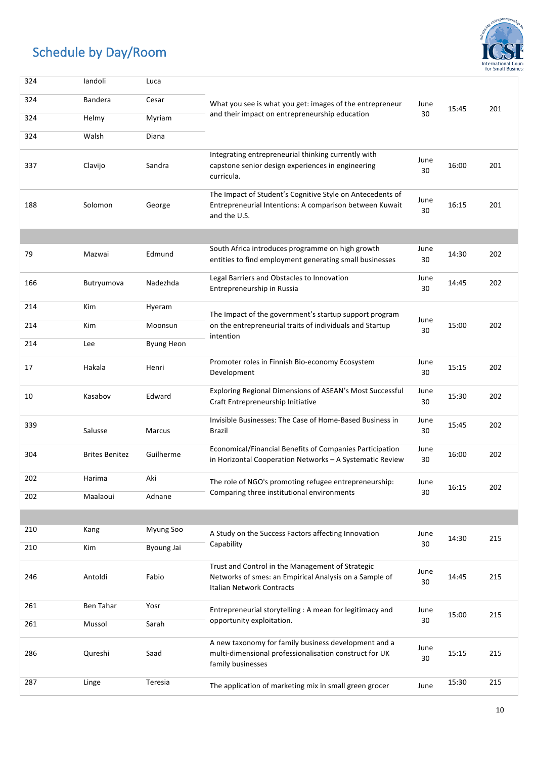## Schedule by Day/Room

| | | | | | | |
|---|---|---|---|---|---|---|
| 324 | Iandoli | Luca | What you see is what you get: images of the entrepreneur and their impact on entrepreneurship education | June 30 | 15:45 | 201 |
| 324 | Bandera | Cesar | | | | |
| 324 | Helmy | Myriam | | | | |
| 324 | Walsh | Diana | | | | |
| 337 | Clavijo | Sandra | Integrating entrepreneurial thinking currently with capstone senior design experiences in engineering curricula. | June 30 | 16:00 | 201 |
| 188 | Solomon | George | The Impact of Student's Cognitive Style on Antecedents of Entrepreneurial Intentions: A comparison between Kuwait and the U.S. | June 30 | 16:15 | 201 |
| | | | | | | |
| 79 | Mazwai | Edmund | South Africa introduces programme on high growth entities to find employment generating small businesses | June 30 | 14:30 | 202 |
| 166 | Butryumova | Nadezhda | Legal Barriers and Obstacles to Innovation Entrepreneurship in Russia | June 30 | 14:45 | 202 |
| 214 | Kim | Hyeram | The Impact of the government's startup support program on the entrepreneurial traits of individuals and Startup intention | June 30 | 15:00 | 202 |
| 214 | Kim | Moonsun | | | | |
| 214 | Lee | Byung Heon | | | | |
| 17 | Hakala | Henri | Promoter roles in Finnish Bio-economy Ecosystem Development | June 30 | 15:15 | 202 |
| 10 | Kasabov | Edward | Exploring Regional Dimensions of ASEAN's Most Successful Craft Entrepreneurship Initiative | June 30 | 15:30 | 202 |
| 339 | Salusse | Marcus | Invisible Businesses: The Case of Home-Based Business in Brazil | June 30 | 15:45 | 202 |
| 304 | Brites Benitez | Guilherme | Economical/Financial Benefits of Companies Participation in Horizontal Cooperation Networks – A Systematic Review | June 30 | 16:00 | 202 |
| 202 | Harima | Aki | The role of NGO's promoting refugee entrepreneurship: Comparing three institutional environments | June 30 | 16:15 | 202 |
| 202 | Maalaoui | Adnane | | | | |
| | | | | | | |
| 210 | Kang | Myung Soo | A Study on the Success Factors affecting Innovation Capability | June 30 | 14:30 | 215 |
| 210 | Kim | Byoung Jai | | | | |
| 246 | Antoldi | Fabio | Trust and Control in the Management of Strategic Networks of smes: an Empirical Analysis on a Sample of Italian Network Contracts | June 30 | 14:45 | 215 |
| 261 | Ben Tahar | Yosr | Entrepreneurial storytelling : A mean for legitimacy and opportunity exploitation. | June 30 | 15:00 | 215 |
| 261 | Mussol | Sarah | | | | |
| 286 | Qureshi | Saad | A new taxonomy for family business development and a multi-dimensional professionalisation construct for UK family businesses | June 30 | 15:15 | 215 |
| 287 | Linge | Teresia | The application of marketing mix in small green grocer | June | 15:30 | 215 |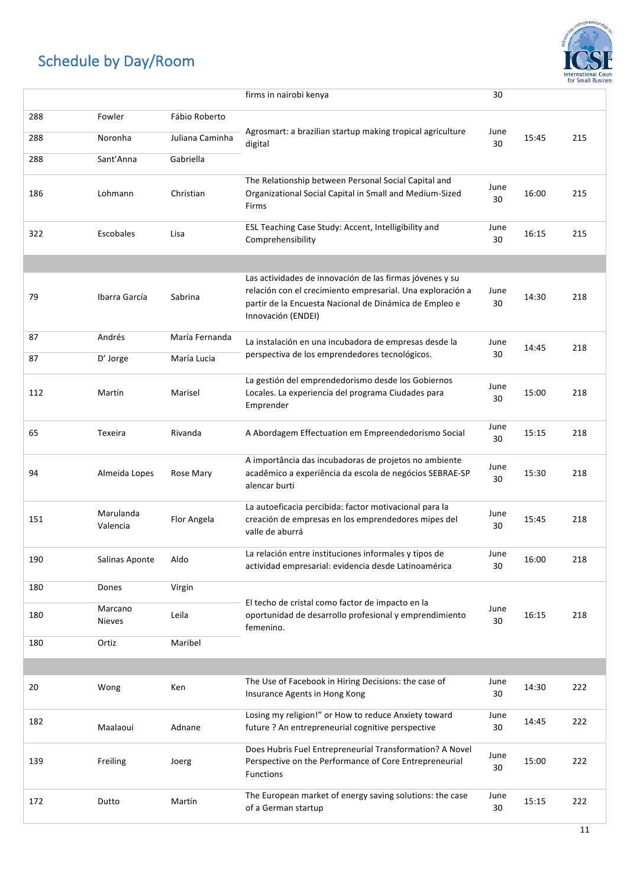## Schedule by Day/Room

| | | | | | | |
|---|---|---|---|---|---|---|
| | | | firms in nairobi kenya | 30 | | |
| 288 | Fowler | Fábio Roberto | Agrosmart: a brazilian startup making tropical agriculture digital | June 30 | 15:45 | 215 |
| 288 | Noronha | Juliana Caminha | | | | |
| 288 | Sant'Anna | Gabriella | | | | |
| 186 | Lohmann | Christian | The Relationship between Personal Social Capital and Organizational Social Capital in Small and Medium-Sized Firms | June 30 | 16:00 | 215 |
| 322 | Escobales | Lisa | ESL Teaching Case Study: Accent, Intelligibility and Comprehensibility | June 30 | 16:15 | 215 |
| | | | | | | |
| 79 | Ibarra García | Sabrina | Las actividades de innovación de las firmas jóvenes y su relación con el crecimiento empresarial. Una exploración a partir de la Encuesta Nacional de Dinámica de Empleo e Innovación (ENDEI) | June 30 | 14:30 | 218 |
| 87 | Andrés | María Fernanda | La instalación en una incubadora de empresas desde la perspectiva de los emprendedores tecnológicos. | June 30 | 14:45 | 218 |
| 87 | D' Jorge | María Lucia | | | | |
| 112 | Martín | Marisel | La gestión del emprendedorismo desde los Gobiernos Locales. La experiencia del programa Ciudades para Emprender | June 30 | 15:00 | 218 |
| 65 | Texeira | Rivanda | A Abordagem Effectuation em Empreendedorismo Social | June 30 | 15:15 | 218 |
| 94 | Almeida Lopes | Rose Mary | A importância das incubadoras de projetos no ambiente acadêmico a experiência da escola de negócios SEBRAE-SP alencar burti | June 30 | 15:30 | 218 |
| 151 | Marulanda Valencia | Flor Angela | La autoeficacia percibida: factor motivacional para la creación de empresas en los emprendedores mipes del valle de aburrá | June 30 | 15:45 | 218 |
| 190 | Salinas Aponte | Aldo | La relación entre instituciones informales y tipos de actividad empresarial: evidencia desde Latinoamérica | June 30 | 16:00 | 218 |
| 180 | Dones | Virgin | El techo de cristal como factor de impacto en la oportunidad de desarrollo profesional y emprendimiento femenino. | June 30 | 16:15 | 218 |
| 180 | Marcano Nieves | Leila | | | | |
| 180 | Ortiz | Maribel | | | | |
| | | | | | | |
| 20 | Wong | Ken | The Use of Facebook in Hiring Decisions: the case of Insurance Agents in Hong Kong | June 30 | 14:30 | 222 |
| 182 | Maalaoui | Adnane | Losing my religion!" or How to reduce Anxiety toward future ? An entrepreneurial cognitive perspective | June 30 | 14:45 | 222 |
| 139 | Freiling | Joerg | Does Hubris Fuel Entrepreneurial Transformation? A Novel Perspective on the Performance of Core Entrepreneurial Functions | June 30 | 15:00 | 222 |
| 172 | Dutto | Martín | The European market of energy saving solutions: the case of a German startup | June 30 | 15:15 | 222 |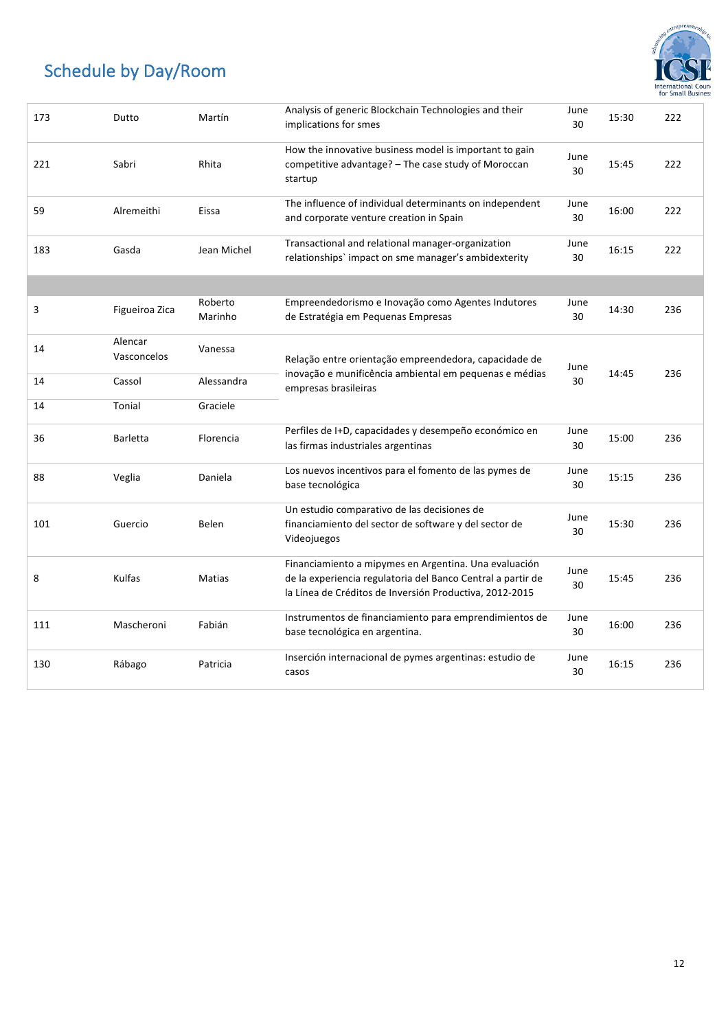## Schedule by Day/Room

| | | | | | | |
|---|---|---|---|---|---|---|
| 173 | Dutto | Martín | Analysis of generic Blockchain Technologies and their implications for smes | June 30 | 15:30 | 222 |
| 221 | Sabri | Rhita | How the innovative business model is important to gain competitive advantage? – The case study of Moroccan startup | June 30 | 15:45 | 222 |
| 59 | Alremeithi | Eissa | The influence of individual determinants on independent and corporate venture creation in Spain | June 30 | 16:00 | 222 |
| 183 | Gasda | Jean Michel | Transactional and relational manager-organization relationships` impact on sme manager's ambidexterity | June 30 | 16:15 | 222 |
| | | | | | | |
| 3 | Figueiroa Zica | Roberto Marinho | Empreendedorismo e Inovação como Agentes Indutores de Estratégia em Pequenas Empresas | June 30 | 14:30 | 236 |
| 14 | Alencar Vasconcelos | Vanessa | Relação entre orientação empreendedora, capacidade de inovação e munificência ambiental em pequenas e médias empresas brasileiras | June 30 | 14:45 | 236 |
| 14 | Cassol | Alessandra | | | | |
| 14 | Tonial | Graciele | | | | |
| 36 | Barletta | Florencia | Perfiles de I+D, capacidades y desempeño económico en las firmas industriales argentinas | June 30 | 15:00 | 236 |
| 88 | Veglia | Daniela | Los nuevos incentivos para el fomento de las pymes de base tecnológica | June 30 | 15:15 | 236 |
| 101 | Guercio | Belen | Un estudio comparativo de las decisiones de financiamiento del sector de software y del sector de Videojuegos | June 30 | 15:30 | 236 |
| 8 | Kulfas | Matias | Financiamiento a mipymes en Argentina. Una evaluación de la experiencia regulatoria del Banco Central a partir de la Línea de Créditos de Inversión Productiva, 2012-2015 | June 30 | 15:45 | 236 |
| 111 | Mascheroni | Fabián | Instrumentos de financiamiento para emprendimientos de base tecnológica en argentina. | June 30 | 16:00 | 236 |
| 130 | Rábago | Patricia | Inserción internacional de pymes argentinas: estudio de casos | June 30 | 16:15 | 236 |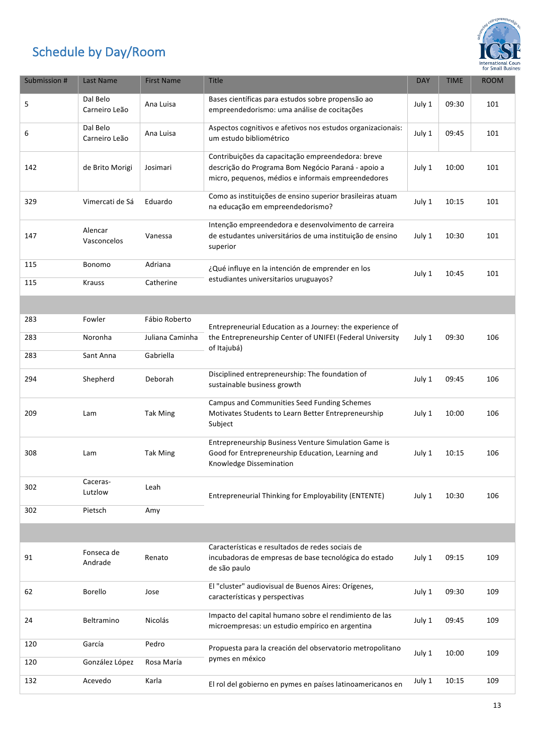## Schedule by Day/Room

| Submission # | Last Name | First Name | Title | DAY | TIME | ROOM |
|---|---|---|---|---|---|---|
| 5 | Dal Belo Carneiro Leão | Ana Luisa | Bases científicas para estudos sobre propensão ao empreendedorismo: uma análise de cocitações | July 1 | 09:30 | 101 |
| 6 | Dal Belo Carneiro Leão | Ana Luisa | Aspectos cognitivos e afetivos nos estudos organizacionais: um estudo bibliométrico | July 1 | 09:45 | 101 |
| 142 | de Brito Morigi | Josimari | Contribuições da capacitação empreendedora: breve descrição do Programa Bom Negócio Paraná - apoio a micro, pequenos, médios e informais empreendedores | July 1 | 10:00 | 101 |
| 329 | Vimercati de Sá | Eduardo | Como as instituições de ensino superior brasileiras atuam na educação em empreendedorismo? | July 1 | 10:15 | 101 |
| 147 | Alencar Vasconcelos | Vanessa | Intenção empreendedora e desenvolvimento de carreira de estudantes universitários de uma instituição de ensino superior | July 1 | 10:30 | 101 |
| 115 | Bonomo | Adriana | ¿Qué influye en la intención de emprender en los estudiantes universitarios uruguayos? | July 1 | 10:45 | 101 |
| 115 | Krauss | Catherine | | | | |
| | | | | | | |
| 283 | Fowler | Fábio Roberto | Entrepreneurial Education as a Journey: the experience of the Entrepreneurship Center of UNIFEI (Federal University of Itajubá) | July 1 | 09:30 | 106 |
| 283 | Noronha | Juliana Caminha | | | | |
| 283 | Sant Anna | Gabriella | | | | |
| 294 | Shepherd | Deborah | Disciplined entrepreneurship: The foundation of sustainable business growth | July 1 | 09:45 | 106 |
| 209 | Lam | Tak Ming | Campus and Communities Seed Funding Schemes Motivates Students to Learn Better Entrepreneurship Subject | July 1 | 10:00 | 106 |
| 308 | Lam | Tak Ming | Entrepreneurship Business Venture Simulation Game is Good for Entrepreneurship Education, Learning and Knowledge Dissemination | July 1 | 10:15 | 106 |
| 302 | Caceras-Lutzlow | Leah | Entrepreneurial Thinking for Employability (ENTENTE) | July 1 | 10:30 | 106 |
| 302 | Pietsch | Amy | | | | |
| | | | | | | |
| 91 | Fonseca de Andrade | Renato | Características e resultados de redes sociais de incubadoras de empresas de base tecnológica do estado de são paulo | July 1 | 09:15 | 109 |
| 62 | Borello | Jose | El "cluster" audiovisual de Buenos Aires: Orígenes, características y perspectivas | July 1 | 09:30 | 109 |
| 24 | Beltramino | Nicolás | Impacto del capital humano sobre el rendimiento de las microempresas: un estudio empírico en argentina | July 1 | 09:45 | 109 |
| 120 | García | Pedro | Propuesta para la creación del observatorio metropolitano pymes en méxico | July 1 | 10:00 | 109 |
| 120 | González López | Rosa María | | | | |
| 132 | Acevedo | Karla | El rol del gobierno en pymes en países latinoamericanos en | July 1 | 10:15 | 109 |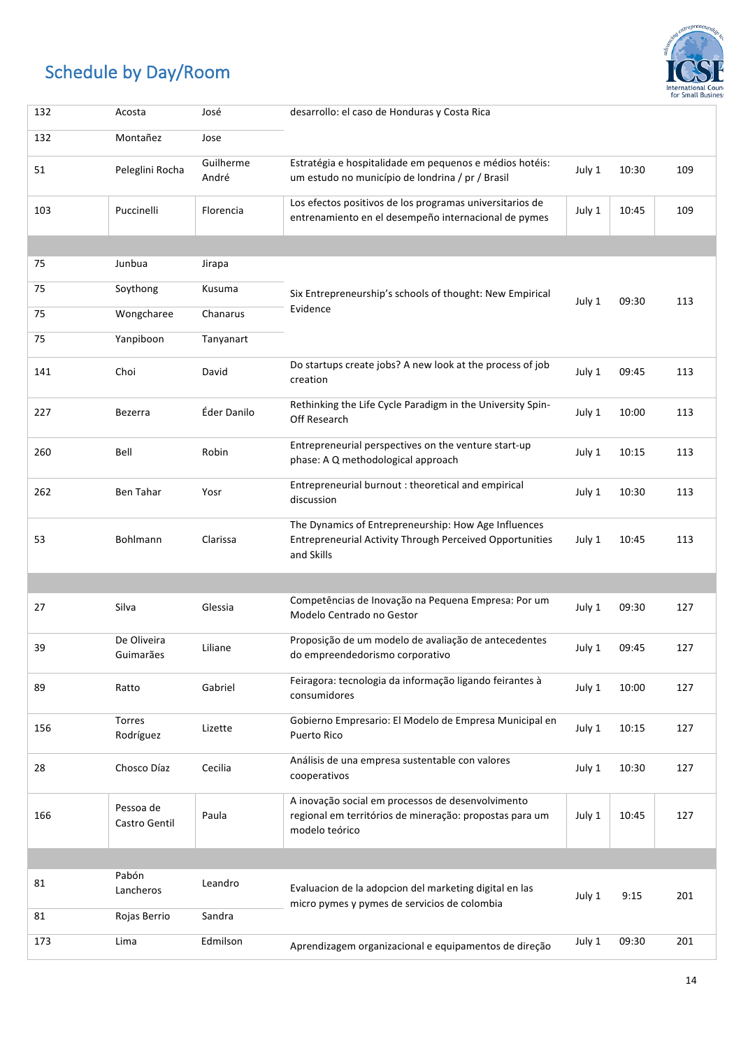## Schedule by Day/Room

| | | | | | | |
|---|---|---|---|---|---|---|
| 132 | Acosta | José | desarrollo: el caso de Honduras y Costa Rica | | | |
| 132 | Montañez | Jose | | | | |
| 51 | Peleglini Rocha | Guilherme André | Estratégia e hospitalidade em pequenos e médios hotéis: um estudo no município de londrina / pr / Brasil | July 1 | 10:30 | 109 |
| 103 | Puccinelli | Florencia | Los efectos positivos de los programas universitarios de entrenamiento en el desempeño internacional de pymes | July 1 | 10:45 | 109 |
| | | | | | | |
| 75 | Junbua | Jirapa | Six Entrepreneurship's schools of thought: New Empirical Evidence | July 1 | 09:30 | 113 |
| 75 | Soythong | Kusuma | | | | |
| 75 | Wongcharee | Chanarus | | | | |
| 75 | Yanpiboon | Tanyanart | | | | |
| 141 | Choi | David | Do startups create jobs? A new look at the process of job creation | July 1 | 09:45 | 113 |
| 227 | Bezerra | Éder Danilo | Rethinking the Life Cycle Paradigm in the University Spin-Off Research | July 1 | 10:00 | 113 |
| 260 | Bell | Robin | Entrepreneurial perspectives on the venture start-up phase: A Q methodological approach | July 1 | 10:15 | 113 |
| 262 | Ben Tahar | Yosr | Entrepreneurial burnout : theoretical and empirical discussion | July 1 | 10:30 | 113 |
| 53 | Bohlmann | Clarissa | The Dynamics of Entrepreneurship: How Age Influences Entrepreneurial Activity Through Perceived Opportunities and Skills | July 1 | 10:45 | 113 |
| | | | | | | |
| 27 | Silva | Glessia | Competências de Inovação na Pequena Empresa: Por um Modelo Centrado no Gestor | July 1 | 09:30 | 127 |
| 39 | De Oliveira Guimarães | Liliane | Proposição de um modelo de avaliação de antecedentes do empreendedorismo corporativo | July 1 | 09:45 | 127 |
| 89 | Ratto | Gabriel | Feiragora: tecnologia da informação ligando feirantes à consumidores | July 1 | 10:00 | 127 |
| 156 | Torres Rodríguez | Lizette | Gobierno Empresario: El Modelo de Empresa Municipal en Puerto Rico | July 1 | 10:15 | 127 |
| 28 | Chosco Díaz | Cecilia | Análisis de una empresa sustentable con valores cooperativos | July 1 | 10:30 | 127 |
| 166 | Pessoa de Castro Gentil | Paula | A inovação social em processos de desenvolvimento regional em territórios de mineração: propostas para um modelo teórico | July 1 | 10:45 | 127 |
| | | | | | | |
| 81 | Pabón Lancheros | Leandro | Evaluacion de la adopcion del marketing digital en las micro pymes y pymes de servicios de colombia | July 1 | 9:15 | 201 |
| 81 | Rojas Berrio | Sandra | | | | |
| 173 | Lima | Edmilson | Aprendizagem organizacional e equipamentos de direção | July 1 | 09:30 | 201 |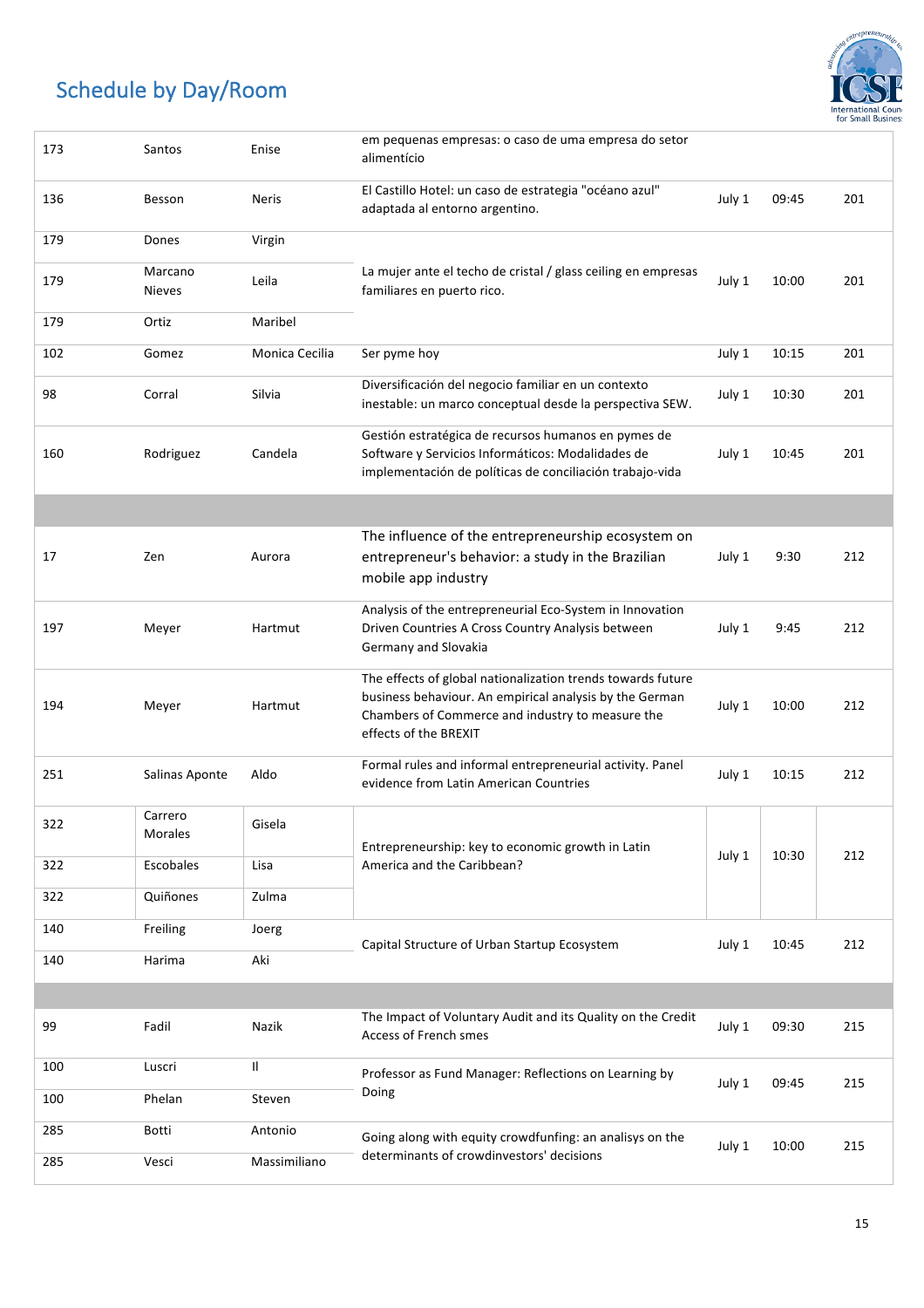## Schedule by Day/Room

| | | | | | | |
|---|---|---|---|---|---|---|
| 173 | Santos | Enise | em pequenas empresas: o caso de uma empresa do setor alimentício | | | |
| 136 | Besson | Neris | El Castillo Hotel: un caso de estrategia "océano azul" adaptada al entorno argentino. | July 1 | 09:45 | 201 |
| 179 | Dones | Virgin | La mujer ante el techo de cristal / glass ceiling en empresas familiares en puerto rico. | July 1 | 10:00 | 201 |
| 179 | Marcano Nieves | Leila | | | | |
| 179 | Ortiz | Maribel | | | | |
| 102 | Gomez | Monica Cecilia | Ser pyme hoy | July 1 | 10:15 | 201 |
| 98 | Corral | Silvia | Diversificación del negocio familiar en un contexto inestable: un marco conceptual desde la perspectiva SEW. | July 1 | 10:30 | 201 |
| 160 | Rodriguez | Candela | Gestión estratégica de recursos humanos en pymes de Software y Servicios Informáticos: Modalidades de implementación de políticas de conciliación trabajo-vida | July 1 | 10:45 | 201 |
| | | | | | | |
| 17 | Zen | Aurora | The influence of the entrepreneurship ecosystem on entrepreneur's behavior: a study in the Brazilian mobile app industry | July 1 | 9:30 | 212 |
| 197 | Meyer | Hartmut | Analysis of the entrepreneurial Eco-System in Innovation Driven Countries A Cross Country Analysis between Germany and Slovakia | July 1 | 9:45 | 212 |
| 194 | Meyer | Hartmut | The effects of global nationalization trends towards future business behaviour. An empirical analysis by the German Chambers of Commerce and industry to measure the effects of the BREXIT | July 1 | 10:00 | 212 |
| 251 | Salinas Aponte | Aldo | Formal rules and informal entrepreneurial activity. Panel evidence from Latin American Countries | July 1 | 10:15 | 212 |
| 322 | Carrero Morales | Gisela | Entrepreneurship: key to economic growth in Latin America and the Caribbean? | July 1 | 10:30 | 212 |
| 322 | Escobales | Lisa | | | | |
| 322 | Quiñones | Zulma | | | | |
| 140 | Freiling | Joerg | Capital Structure of Urban Startup Ecosystem | July 1 | 10:45 | 212 |
| 140 | Harima | Aki | | | | |
| | | | | | | |
| 99 | Fadil | Nazik | The Impact of Voluntary Audit and its Quality on the Credit Access of French smes | July 1 | 09:30 | 215 |
| 100 | Luscri | Il | Professor as Fund Manager: Reflections on Learning by Doing | July 1 | 09:45 | 215 |
| 100 | Phelan | Steven | | | | |
| 285 | Botti | Antonio | Going along with equity crowdfunfing: an analisys on the determinants of crowdinvestors' decisions | July 1 | 10:00 | 215 |
| 285 | Vesci | Massimiliano | | | | |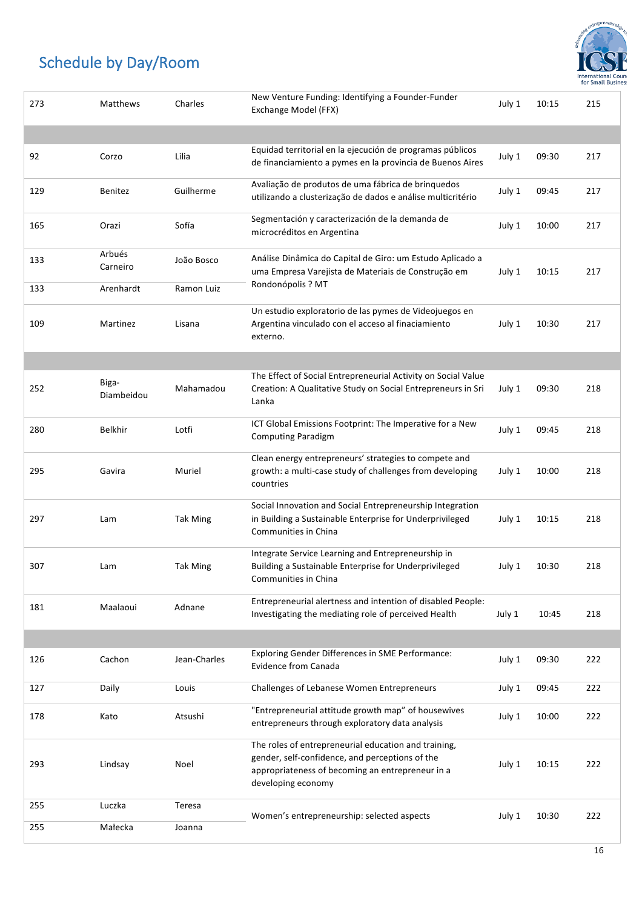## Schedule by Day/Room

| | | | | | | |
|---|---|---|---|---|---|---|
| 273 | Matthews | Charles | New Venture Funding: Identifying a Founder-Funder Exchange Model (FFX) | July 1 | 10:15 | 215 |
| | | | | | | |
| 92 | Corzo | Lilia | Equidad territorial en la ejecución de programas públicos de financiamiento a pymes en la provincia de Buenos Aires | July 1 | 09:30 | 217 |
| 129 | Benitez | Guilherme | Avaliação de produtos de uma fábrica de brinquedos utilizando a clusterização de dados e análise multicritério | July 1 | 09:45 | 217 |
| 165 | Orazi | Sofía | Segmentación y caracterización de la demanda de microcréditos en Argentina | July 1 | 10:00 | 217 |
| 133 | Arbués Carneiro | João Bosco | Análise Dinâmica do Capital de Giro: um Estudo Aplicado a uma Empresa Varejista de Materiais de Construção em Rondonópolis ? MT | July 1 | 10:15 | 217 |
| 133 | Arenhardt | Ramon Luiz | | | | |
| 109 | Martinez | Lisana | Un estudio exploratorio de las pymes de Videojuegos en Argentina vinculado con el acceso al finaciamiento externo. | July 1 | 10:30 | 217 |
| | | | | | | |
| 252 | Biga-Diambeidou | Mahamadou | The Effect of Social Entrepreneurial Activity on Social Value Creation: A Qualitative Study on Social Entrepreneurs in Sri Lanka | July 1 | 09:30 | 218 |
| 280 | Belkhir | Lotfi | ICT Global Emissions Footprint: The Imperative for a New Computing Paradigm | July 1 | 09:45 | 218 |
| 295 | Gavira | Muriel | Clean energy entrepreneurs' strategies to compete and growth: a multi-case study of challenges from developing countries | July 1 | 10:00 | 218 |
| 297 | Lam | Tak Ming | Social Innovation and Social Entrepreneurship Integration in Building a Sustainable Enterprise for Underprivileged Communities in China | July 1 | 10:15 | 218 |
| 307 | Lam | Tak Ming | Integrate Service Learning and Entrepreneurship in Building a Sustainable Enterprise for Underprivileged Communities in China | July 1 | 10:30 | 218 |
| 181 | Maalaoui | Adnane | Entrepreneurial alertness and intention of disabled People: Investigating the mediating role of perceived Health | July 1 | 10:45 | 218 |
| | | | | | | |
| 126 | Cachon | Jean-Charles | Exploring Gender Differences in SME Performance: Evidence from Canada | July 1 | 09:30 | 222 |
| 127 | Daily | Louis | Challenges of Lebanese Women Entrepreneurs | July 1 | 09:45 | 222 |
| 178 | Kato | Atsushi | "Entrepreneurial attitude growth map" of housewives entrepreneurs through exploratory data analysis | July 1 | 10:00 | 222 |
| 293 | Lindsay | Noel | The roles of entrepreneurial education and training, gender, self-confidence, and perceptions of the appropriateness of becoming an entrepreneur in a developing economy | July 1 | 10:15 | 222 |
| 255 | Luczka | Teresa | Women's entrepreneurship: selected aspects | July 1 | 10:30 | 222 |
| 255 | Małecka | Joanna | | | | |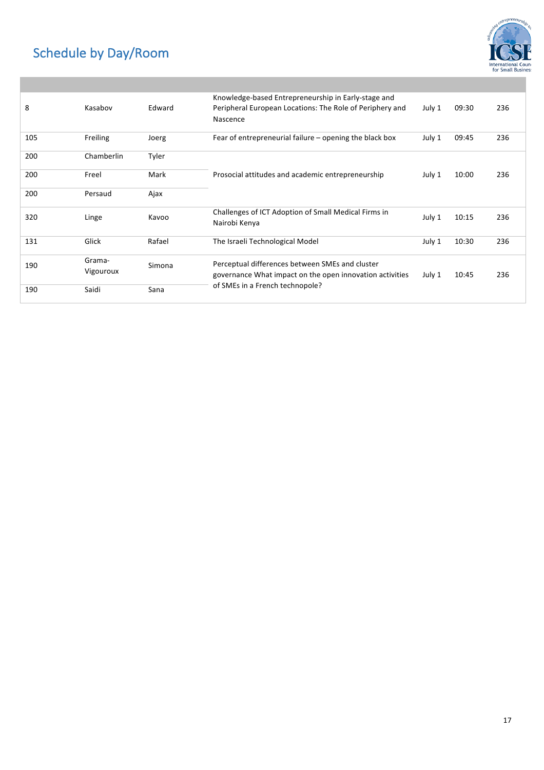# Schedule by Day/Room

| | | | | | | |
|---|---|---|---|---|---|---|
| 8 | Kasabov | Edward | Knowledge-based Entrepreneurship in Early-stage and Peripheral European Locations: The Role of Periphery and Nascence | July 1 | 09:30 | 236 |
| 105 | Freiling | Joerg | Fear of entrepreneurial failure – opening the black box | July 1 | 09:45 | 236 |
| 200 | Chamberlin | Tyler | Prosocial attitudes and academic entrepreneurship | July 1 | 10:00 | 236 |
| 200 | Freel | Mark | | | | |
| 200 | Persaud | Ajax | | | | |
| 320 | Linge | Kavoo | Challenges of ICT Adoption of Small Medical Firms in Nairobi Kenya | July 1 | 10:15 | 236 |
| 131 | Glick | Rafael | The Israeli Technological Model | July 1 | 10:30 | 236 |
| 190 | Grama-Vigouroux | Simona | Perceptual differences between SMEs and cluster governance What impact on the open innovation activities of SMEs in a French technopole? | July 1 | 10:45 | 236 |
| 190 | Saidi | Sana | | | | |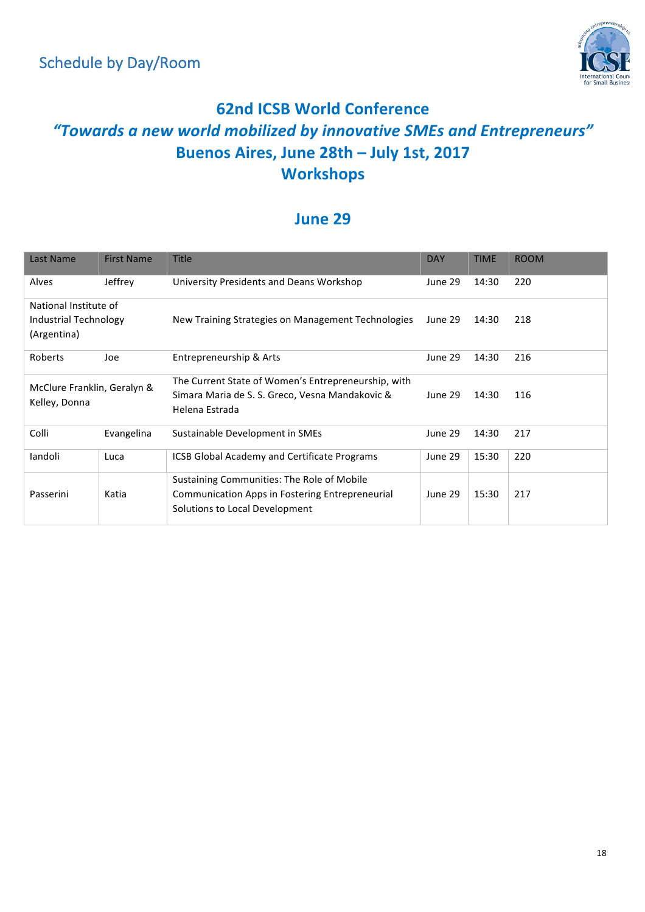Schedule by Day/Room

## 62nd ICSB World Conference

## *"Towards a new world mobilized by innovative SMEs and Entrepreneurs"*

## Buenos Aires, June 28th – July 1st, 2017

## Workshops

### June 29

| Last Name | First Name | Title | DAY | TIME | ROOM |
|---|---|---|---|---|---|
| Alves | Jeffrey | University Presidents and Deans Workshop | June 29 | 14:30 | 220 |
| National Institute of Industrial Technology (Argentina) | | New Training Strategies on Management Technologies | June 29 | 14:30 | 218 |
| Roberts | Joe | Entrepreneurship & Arts | June 29 | 14:30 | 216 |
| McClure Franklin, Geralyn & Kelley, Donna | | The Current State of Women's Entrepreneurship, with Simara Maria de S. S. Greco, Vesna Mandakovic & Helena Estrada | June 29 | 14:30 | 116 |
| Colli | Evangelina | Sustainable Development in SMEs | June 29 | 14:30 | 217 |
| Iandoli | Luca | ICSB Global Academy and Certificate Programs | June 29 | 15:30 | 220 |
| Passerini | Katia | Sustaining Communities: The Role of Mobile Communication Apps in Fostering Entrepreneurial Solutions to Local Development | June 29 | 15:30 | 217 |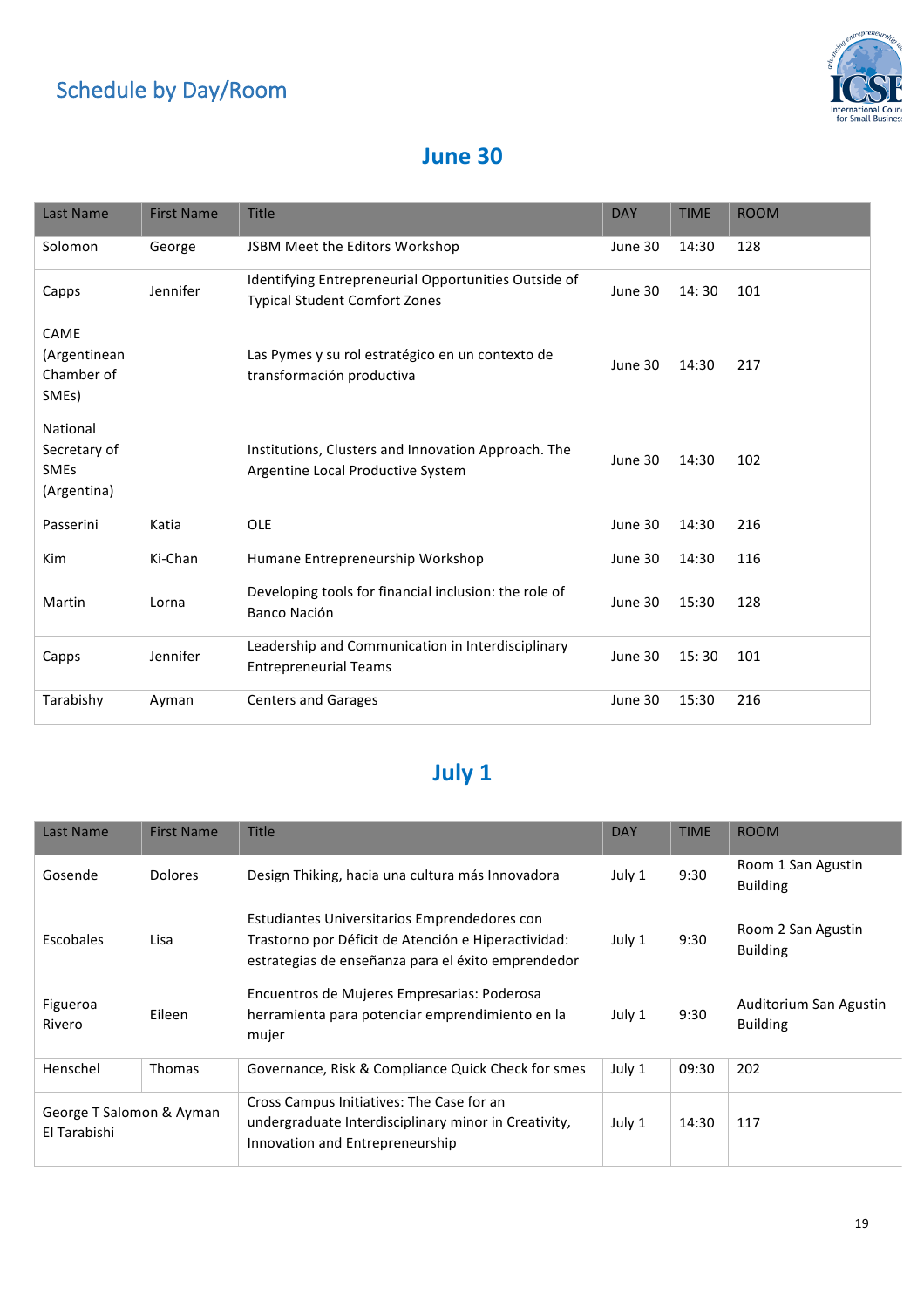## Schedule by Day/Room

### June 30

| Last Name | First Name | Title | DAY | TIME | ROOM |
|---|---|---|---|---|---|
| Solomon | George | JSBM Meet the Editors Workshop | June 30 | 14:30 | 128 |
| Capps | Jennifer | Identifying Entrepreneurial Opportunities Outside of Typical Student Comfort Zones | June 30 | 14: 30 | 101 |
| CAME (Argentinean Chamber of SMEs) | | Las Pymes y su rol estratégico en un contexto de transformación productiva | June 30 | 14:30 | 217 |
| National Secretary of SMEs (Argentina) | | Institutions, Clusters and Innovation Approach. The Argentine Local Productive System | June 30 | 14:30 | 102 |
| Passerini | Katia | OLE | June 30 | 14:30 | 216 |
| Kim | Ki-Chan | Humane Entrepreneurship Workshop | June 30 | 14:30 | 116 |
| Martin | Lorna | Developing tools for financial inclusion: the role of Banco Nación | June 30 | 15:30 | 128 |
| Capps | Jennifer | Leadership and Communication in Interdisciplinary Entrepreneurial Teams | June 30 | 15: 30 | 101 |
| Tarabishy | Ayman | Centers and Garages | June 30 | 15:30 | 216 |

### July 1

| Last Name | First Name | Title | DAY | TIME | ROOM |
|---|---|---|---|---|---|
| Gosende | Dolores | Design Thiking, hacia una cultura más Innovadora | July 1 | 9:30 | Room 1 San Agustin Building |
| Escobales | Lisa | Estudiantes Universitarios Emprendedores con Trastorno por Déficit de Atención e Hiperactividad: estrategias de enseñanza para el éxito emprendedor | July 1 | 9:30 | Room 2 San Agustin Building |
| Figueroa Rivero | Eileen | Encuentros de Mujeres Empresarias: Poderosa herramienta para potenciar emprendimiento en la mujer | July 1 | 9:30 | Auditorium San Agustin Building |
| Henschel | Thomas | Governance, Risk & Compliance Quick Check for smes | July 1 | 09:30 | 202 |
| George T Salomon & Ayman El Tarabishi | | Cross Campus Initiatives: The Case for an undergraduate Interdisciplinary minor in Creativity, Innovation and Entrepreneurship | July 1 | 14:30 | 117 |